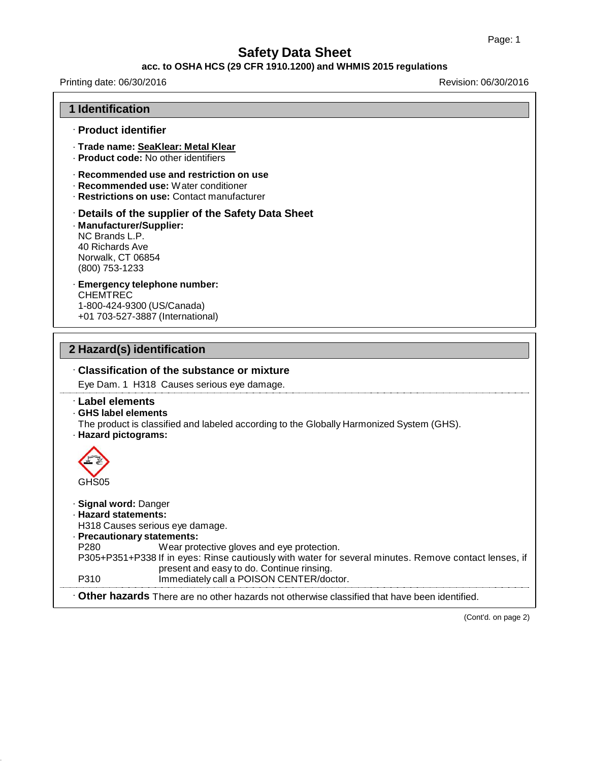# Safety Data Sheet

**acc. to OSHA HCS (29 CFR 1910.1200) and WHMIS 2015 regulations**

Printing date: 06/30/2016 Revision: 06/30/2016

## 1 Identification

### · Product identifier

· **Trade name: SeaKlear: Metal Klear**
· **Product code:** No other identifiers

· **Recommended use and restriction on use**
· **Recommended use:** Water conditioner
· **Restrictions on use:** Contact manufacturer

### · Details of the supplier of the Safety Data Sheet

· **Manufacturer/Supplier:**
NC Brands L.P.
40 Richards Ave
Norwalk, CT 06854
(800) 753-1233

· **Emergency telephone number:**
CHEMTREC
1-800-424-9300 (US/Canada)
+01 703-527-3887 (International)

## 2 Hazard(s) identification

### · Classification of the substance or mixture

Eye Dam. 1 H318 Causes serious eye damage.

### · Label elements

· **GHS label elements**
The product is classified and labeled according to the Globally Harmonized System (GHS).
· **Hazard pictograms:**

GHS05

· **Signal word:** Danger
· **Hazard statements:**
H318 Causes serious eye damage.
· **Precautionary statements:**

| | |
|---|---|
| P280 | Wear protective gloves and eye protection. |
| P305+P351+P338 | If in eyes: Rinse cautiously with water for several minutes. Remove contact lenses, if present and easy to do. Continue rinsing. |
| P310 | Immediately call a POISON CENTER/doctor. |

· **Other hazards** There are no other hazards not otherwise classified that have been identified.

(Cont'd. on page 2)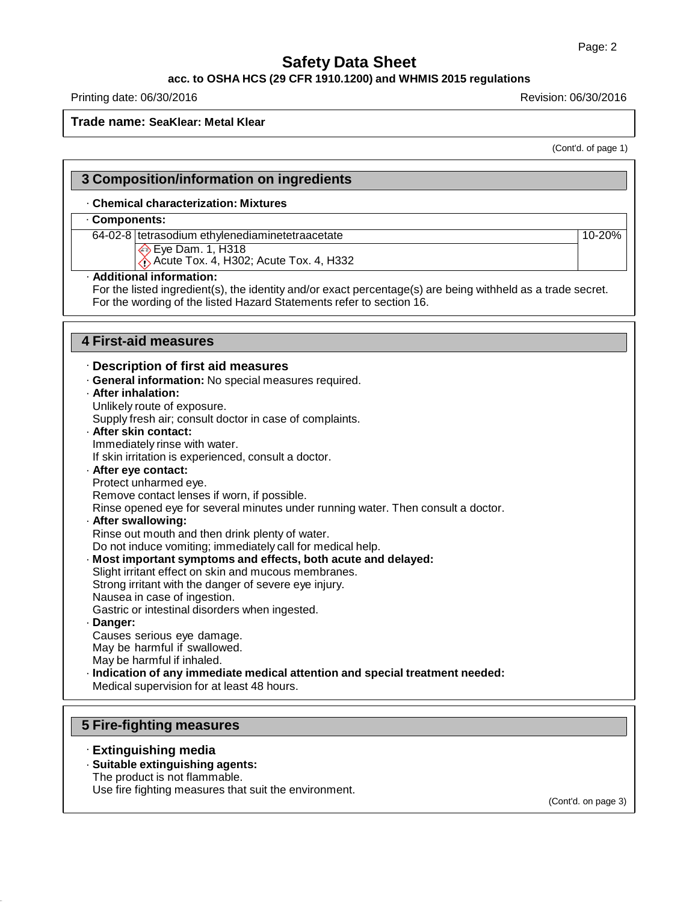Trade name: **SeaKlear: Metal Klear**

(Cont'd. of page 1)

## 3 Composition/information on ingredients

· **Chemical characterization: Mixtures**

| · **Components:** | | |
|---|---|---|
| 64-02-8 | tetrasodium ethylenediaminetetraacetate<br>Eye Dam. 1, H318<br>Acute Tox. 4, H302; Acute Tox. 4, H332 | 10-20% |

· **Additional information:**
For the listed ingredient(s), the identity and/or exact percentage(s) are being withheld as a trade secret.
For the wording of the listed Hazard Statements refer to section 16.

## 4 First-aid measures

· **Description of first aid measures**

· **General information:** No special measures required.

· **After inhalation:**
Unlikely route of exposure.
Supply fresh air; consult doctor in case of complaints.

· **After skin contact:**
Immediately rinse with water.
If skin irritation is experienced, consult a doctor.

· **After eye contact:**
Protect unharmed eye.
Remove contact lenses if worn, if possible.
Rinse opened eye for several minutes under running water. Then consult a doctor.

· **After swallowing:**
Rinse out mouth and then drink plenty of water.
Do not induce vomiting; immediately call for medical help.

· **Most important symptoms and effects, both acute and delayed:**
Slight irritant effect on skin and mucous membranes.
Strong irritant with the danger of severe eye injury.
Nausea in case of ingestion.
Gastric or intestinal disorders when ingested.

· **Danger:**
Causes serious eye damage.
May be harmful if swallowed.
May be harmful if inhaled.

· **Indication of any immediate medical attention and special treatment needed:**
Medical supervision for at least 48 hours.

## 5 Fire-fighting measures

· **Extinguishing media**

· **Suitable extinguishing agents:**
The product is not flammable.
Use fire fighting measures that suit the environment.

(Cont'd. on page 3)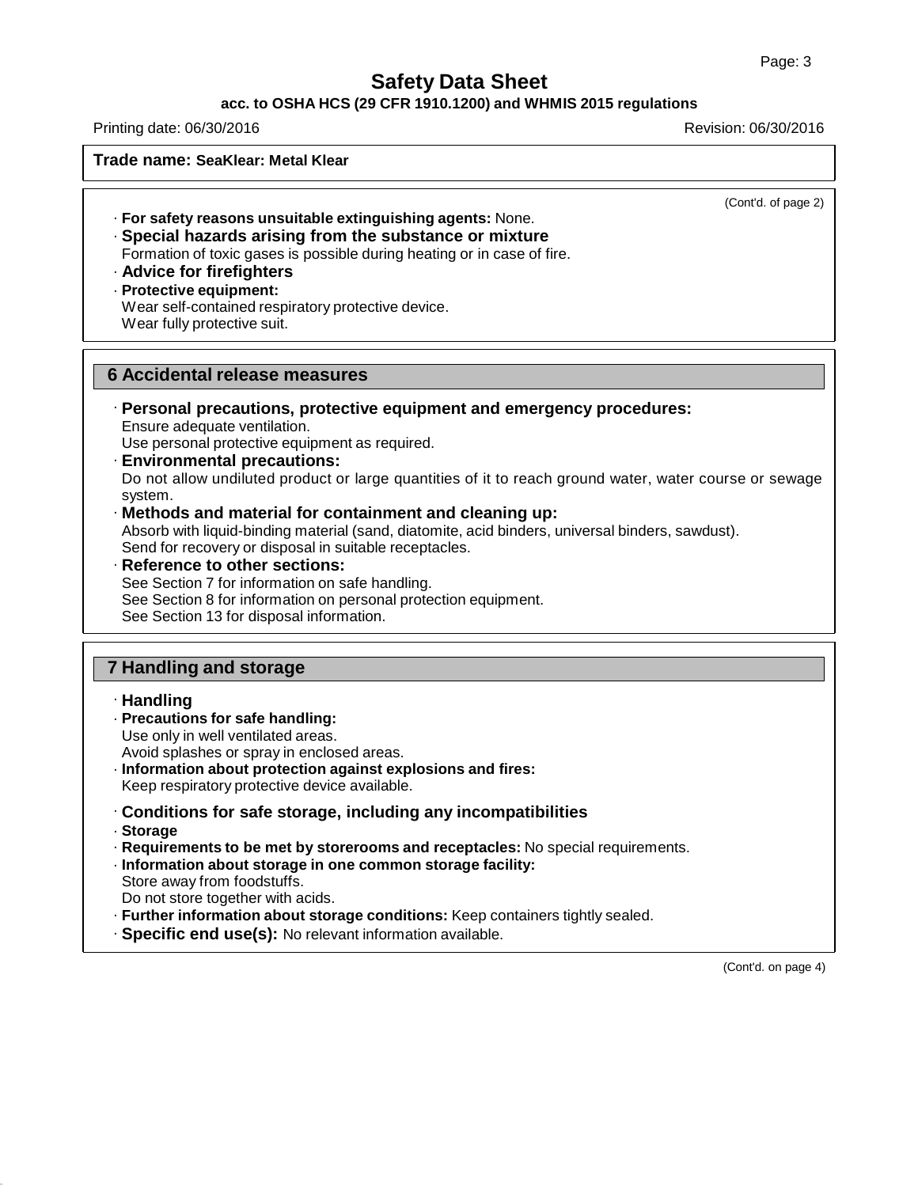**Trade name: SeaKlear: Metal Klear**

(Cont'd. of page 2)

· **For safety reasons unsuitable extinguishing agents:** None.

· **Special hazards arising from the substance or mixture**
Formation of toxic gases is possible during heating or in case of fire.

· **Advice for firefighters**

· **Protective equipment:**
Wear self-contained respiratory protective device.
Wear fully protective suit.

## 6 Accidental release measures

· **Personal precautions, protective equipment and emergency procedures:**
Ensure adequate ventilation.
Use personal protective equipment as required.

· **Environmental precautions:**
Do not allow undiluted product or large quantities of it to reach ground water, water course or sewage system.

· **Methods and material for containment and cleaning up:**
Absorb with liquid-binding material (sand, diatomite, acid binders, universal binders, sawdust).
Send for recovery or disposal in suitable receptacles.

· **Reference to other sections:**
See Section 7 for information on safe handling.
See Section 8 for information on personal protection equipment.
See Section 13 for disposal information.

## 7 Handling and storage

· **Handling**

· **Precautions for safe handling:**
Use only in well ventilated areas.
Avoid splashes or spray in enclosed areas.

· **Information about protection against explosions and fires:**
Keep respiratory protective device available.

· **Conditions for safe storage, including any incompatibilities**

· **Storage**

· **Requirements to be met by storerooms and receptacles:** No special requirements.

· **Information about storage in one common storage facility:**
Store away from foodstuffs.
Do not store together with acids.

· **Further information about storage conditions:** Keep containers tightly sealed.

· **Specific end use(s):** No relevant information available.

(Cont'd. on page 4)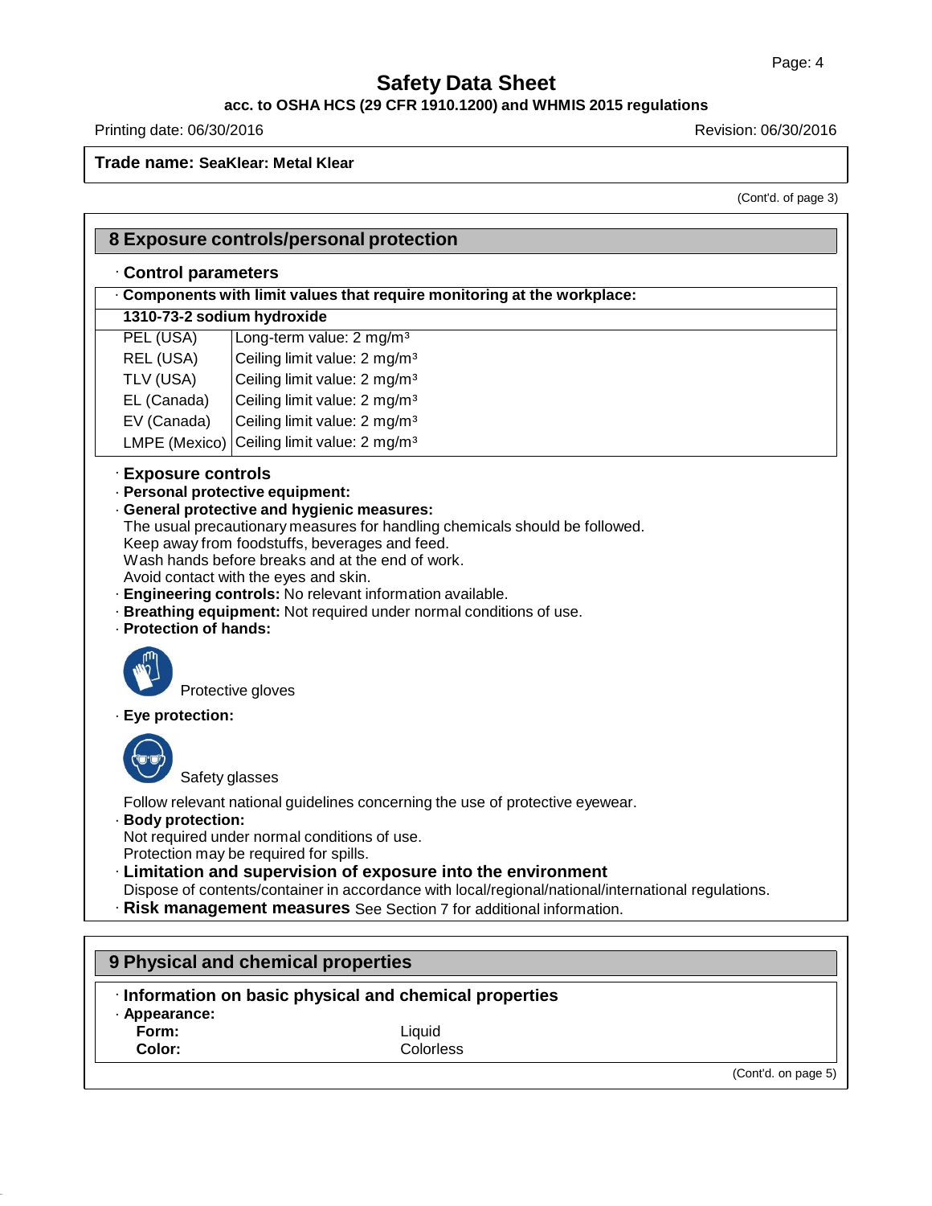**Trade name: SeaKlear: Metal Klear**

(Cont'd. of page 3)

## 8 Exposure controls/personal protection

### · Control parameters

· **Components with limit values that require monitoring at the workplace:**

| 1310-73-2 sodium hydroxide | |
|---|---|
| PEL (USA) | Long-term value: 2 mg/m³ |
| REL (USA) | Ceiling limit value: 2 mg/m³ |
| TLV (USA) | Ceiling limit value: 2 mg/m³ |
| EL (Canada) | Ceiling limit value: 2 mg/m³ |
| EV (Canada) | Ceiling limit value: 2 mg/m³ |
| LMPE (Mexico) | Ceiling limit value: 2 mg/m³ |

### · Exposure controls

· **Personal protective equipment:**

· **General protective and hygienic measures:**
The usual precautionary measures for handling chemicals should be followed.
Keep away from foodstuffs, beverages and feed.
Wash hands before breaks and at the end of work.
Avoid contact with the eyes and skin.

· **Engineering controls:** No relevant information available.

· **Breathing equipment:** Not required under normal conditions of use.

· **Protection of hands:**

Protective gloves

· **Eye protection:**

Safety glasses

Follow relevant national guidelines concerning the use of protective eyewear.

· **Body protection:**
Not required under normal conditions of use.
Protection may be required for spills.

· **Limitation and supervision of exposure into the environment**
Dispose of contents/container in accordance with local/regional/national/international regulations.

· **Risk management measures** See Section 7 for additional information.

## 9 Physical and chemical properties

### · Information on basic physical and chemical properties

· **Appearance:**

| | |
|---|---|
| **Form:** | Liquid |
| **Color:** | Colorless |

(Cont'd. on page 5)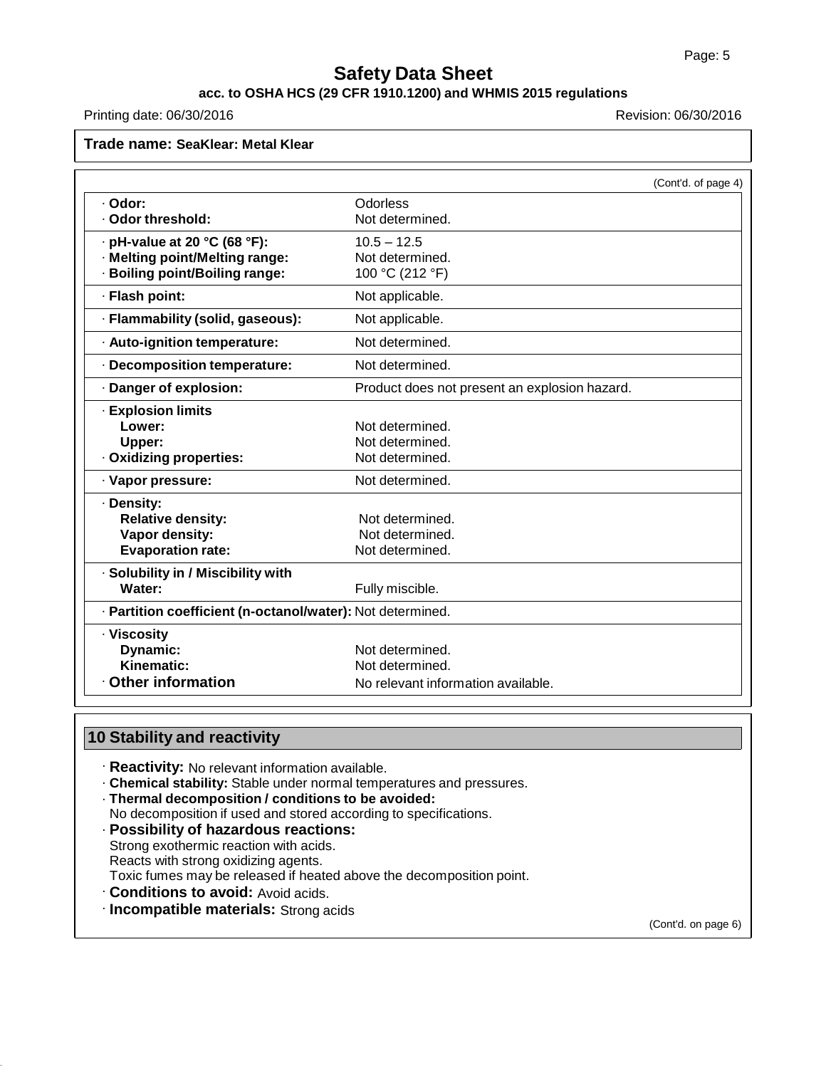**Trade name: SeaKlear: Metal Klear**

(Cont'd. of page 4)

| Property | Value |
|---|---|
| · **Odor:** | Odorless |
| · **Odor threshold:** | Not determined. |
| · **pH-value at 20 °C (68 °F):** | 10.5 – 12.5 |
| · **Melting point/Melting range:** | Not determined. |
| · **Boiling point/Boiling range:** | 100 °C (212 °F) |
| · **Flash point:** | Not applicable. |
| · **Flammability (solid, gaseous):** | Not applicable. |
| · **Auto-ignition temperature:** | Not determined. |
| · **Decomposition temperature:** | Not determined. |
| · **Danger of explosion:** | Product does not present an explosion hazard. |
| · **Explosion limits** | |
| **Lower:** | Not determined. |
| **Upper:** | Not determined. |
| · **Oxidizing properties:** | Not determined. |
| · **Vapor pressure:** | Not determined. |
| · **Density:** | |
| **Relative density:** | Not determined. |
| **Vapor density:** | Not determined. |
| **Evaporation rate:** | Not determined. |
| · **Solubility in / Miscibility with** | |
| **Water:** | Fully miscible. |
| · **Partition coefficient (n-octanol/water):** | Not determined. |
| · **Viscosity** | |
| **Dynamic:** | Not determined. |
| **Kinematic:** | Not determined. |
| · **Other information** | No relevant information available. |

## 10 Stability and reactivity

· **Reactivity:** No relevant information available.

· **Chemical stability:** Stable under normal temperatures and pressures.

· **Thermal decomposition / conditions to be avoided:**
No decomposition if used and stored according to specifications.

· **Possibility of hazardous reactions:**
Strong exothermic reaction with acids.
Reacts with strong oxidizing agents.
Toxic fumes may be released if heated above the decomposition point.

· **Conditions to avoid:** Avoid acids.

· **Incompatible materials:** Strong acids

(Cont'd. on page 6)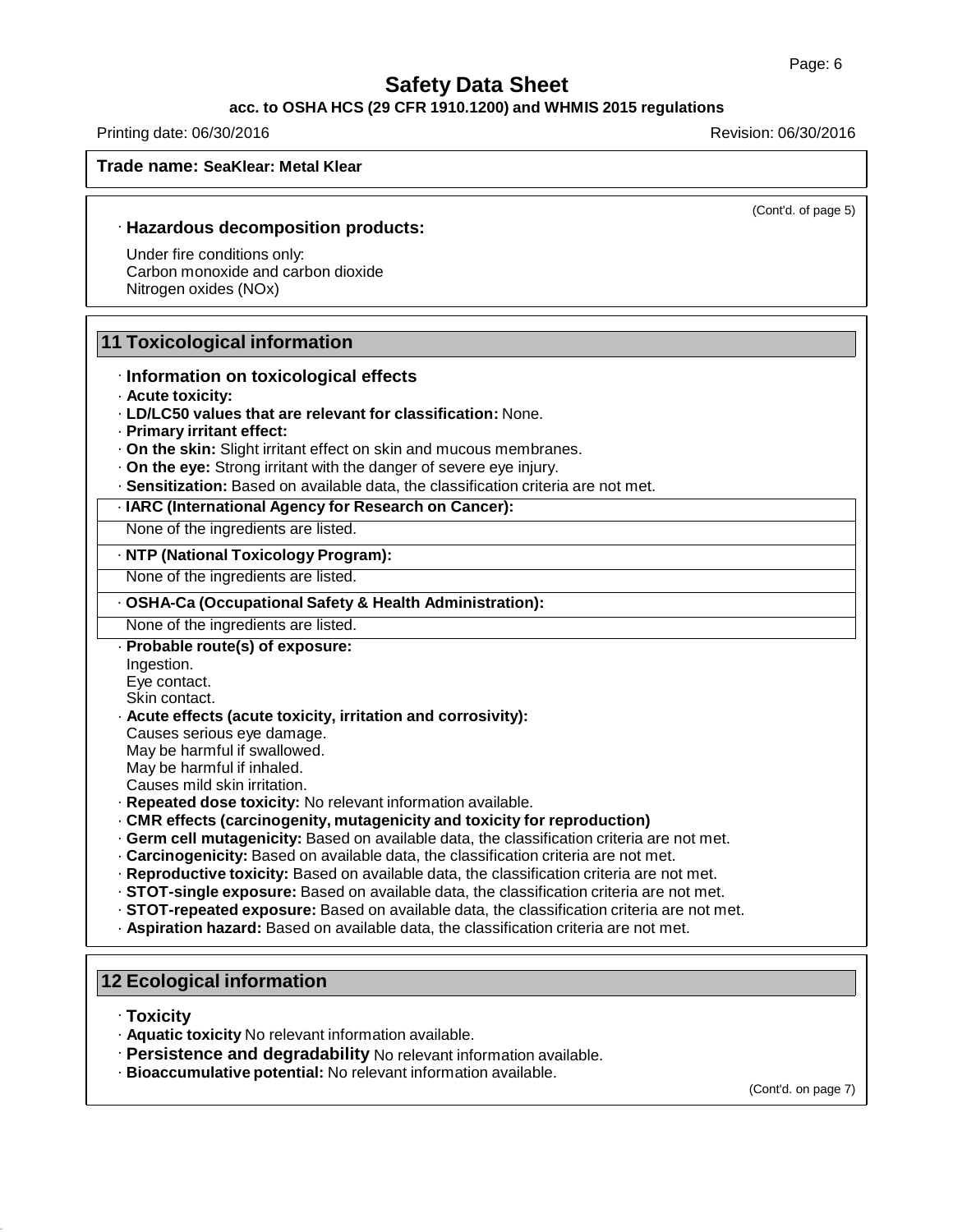**Trade name: SeaKlear: Metal Klear**

(Cont'd. of page 5)

· **Hazardous decomposition products:**

Under fire conditions only:
Carbon monoxide and carbon dioxide
Nitrogen oxides (NOx)

## 11 Toxicological information

· **Information on toxicological effects**
· **Acute toxicity:**
· **LD/LC50 values that are relevant for classification:** None.
· **Primary irritant effect:**
· **On the skin:** Slight irritant effect on skin and mucous membranes.
· **On the eye:** Strong irritant with the danger of severe eye injury.
· **Sensitization:** Based on available data, the classification criteria are not met.

· **IARC (International Agency for Research on Cancer):**

None of the ingredients are listed.

· **NTP (National Toxicology Program):**

None of the ingredients are listed.

· **OSHA-Ca (Occupational Safety & Health Administration):**

None of the ingredients are listed.

· **Probable route(s) of exposure:**
Ingestion.
Eye contact.
Skin contact.
· **Acute effects (acute toxicity, irritation and corrosivity):**
Causes serious eye damage.
May be harmful if swallowed.
May be harmful if inhaled.
Causes mild skin irritation.
· **Repeated dose toxicity:** No relevant information available.
· **CMR effects (carcinogenity, mutagenicity and toxicity for reproduction)**
· **Germ cell mutagenicity:** Based on available data, the classification criteria are not met.
· **Carcinogenicity:** Based on available data, the classification criteria are not met.
· **Reproductive toxicity:** Based on available data, the classification criteria are not met.
· **STOT-single exposure:** Based on available data, the classification criteria are not met.
· **STOT-repeated exposure:** Based on available data, the classification criteria are not met.
· **Aspiration hazard:** Based on available data, the classification criteria are not met.

## 12 Ecological information

· **Toxicity**
· **Aquatic toxicity** No relevant information available.
· **Persistence and degradability** No relevant information available.
· **Bioaccumulative potential:** No relevant information available.

(Cont'd. on page 7)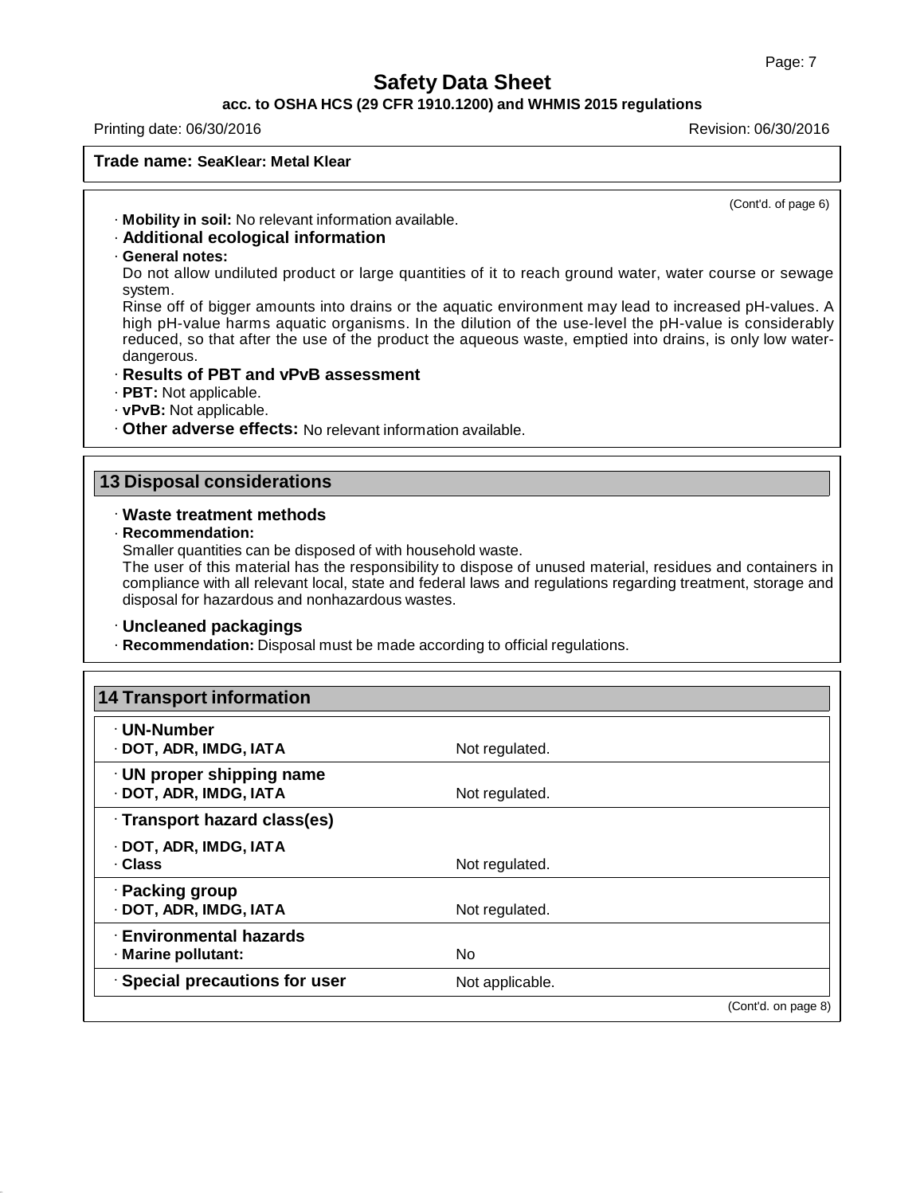(Cont'd. of page 6)

· **Mobility in soil:** No relevant information available.

· **Additional ecological information**

· **General notes:**

Do not allow undiluted product or large quantities of it to reach ground water, water course or sewage system.

Rinse off of bigger amounts into drains or the aquatic environment may lead to increased pH-values. A high pH-value harms aquatic organisms. In the dilution of the use-level the pH-value is considerably reduced, so that after the use of the product the aqueous waste, emptied into drains, is only low water-dangerous.

· **Results of PBT and vPvB assessment**

· **PBT:** Not applicable.

· **vPvB:** Not applicable.

· **Other adverse effects:** No relevant information available.

## 13 Disposal considerations

· **Waste treatment methods**

· **Recommendation:**

Smaller quantities can be disposed of with household waste.

The user of this material has the responsibility to dispose of unused material, residues and containers in compliance with all relevant local, state and federal laws and regulations regarding treatment, storage and disposal for hazardous and nonhazardous wastes.

· **Uncleaned packagings**

· **Recommendation:** Disposal must be made according to official regulations.

## 14 Transport information

| | |
|---|---|
| · **UN-Number** | |
| · **DOT, ADR, IMDG, IATA** | Not regulated. |
| · **UN proper shipping name** | |
| · **DOT, ADR, IMDG, IATA** | Not regulated. |
| · **Transport hazard class(es)** | |
| · **DOT, ADR, IMDG, IATA** | |
| · **Class** | Not regulated. |
| · **Packing group** | |
| · **DOT, ADR, IMDG, IATA** | Not regulated. |
| · **Environmental hazards** | |
| · **Marine pollutant:** | No |
| · **Special precautions for user** | Not applicable. |

(Cont'd. on page 8)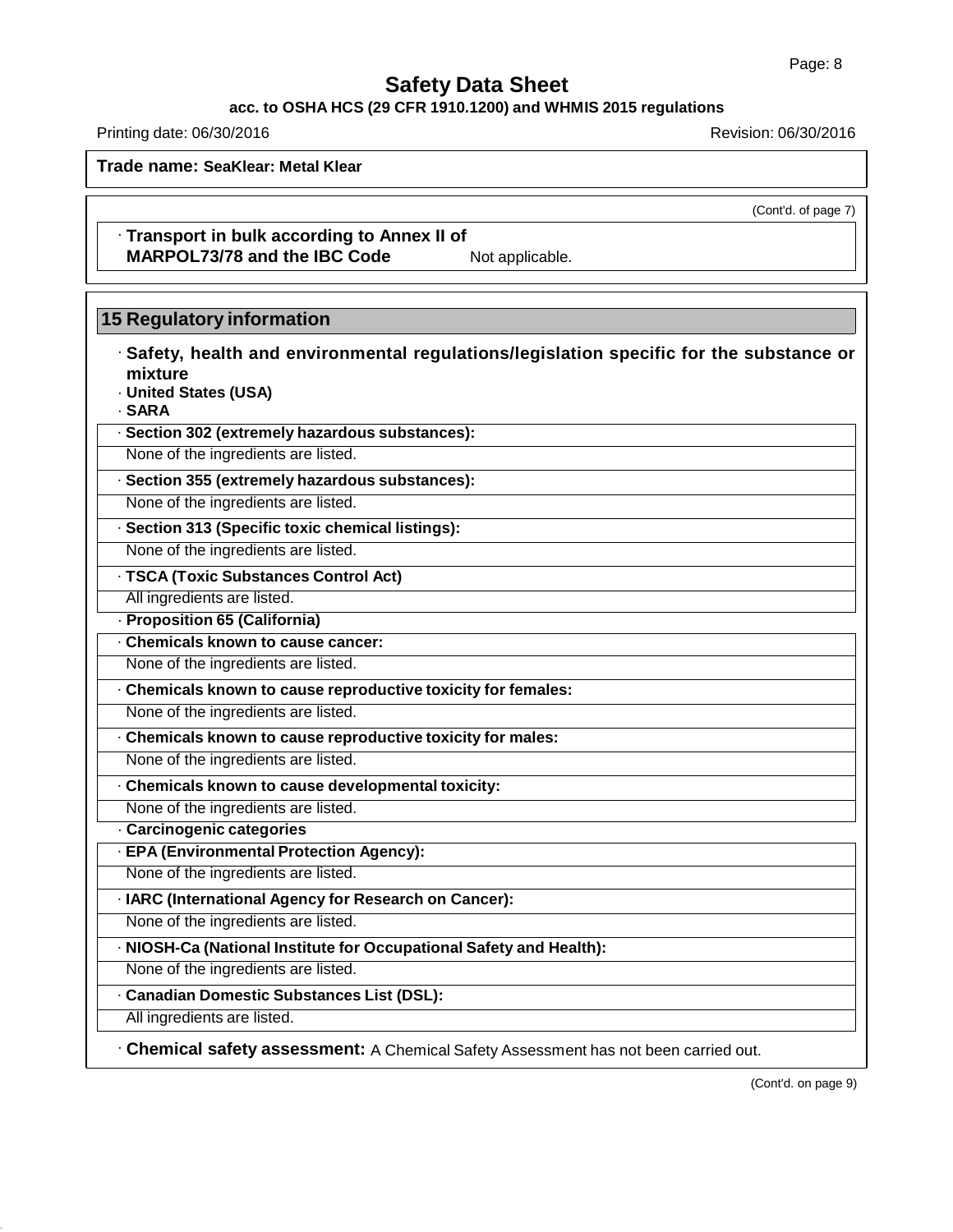Trade name: **SeaKlear: Metal Klear**

(Cont'd. of page 7)

· **Transport in bulk according to Annex II of MARPOL73/78 and the IBC Code** Not applicable.

## 15 Regulatory information

· **Safety, health and environmental regulations/legislation specific for the substance or mixture**

· **United States (USA)**

· **SARA**

· **Section 302 (extremely hazardous substances):**

None of the ingredients are listed.

· **Section 355 (extremely hazardous substances):**

None of the ingredients are listed.

· **Section 313 (Specific toxic chemical listings):**

None of the ingredients are listed.

· **TSCA (Toxic Substances Control Act)**

All ingredients are listed.

· **Proposition 65 (California)**

· **Chemicals known to cause cancer:**

None of the ingredients are listed.

· **Chemicals known to cause reproductive toxicity for females:**

None of the ingredients are listed.

· **Chemicals known to cause reproductive toxicity for males:**

None of the ingredients are listed.

· **Chemicals known to cause developmental toxicity:**

None of the ingredients are listed.

· **Carcinogenic categories**

· **EPA (Environmental Protection Agency):**

None of the ingredients are listed.

· **IARC (International Agency for Research on Cancer):**

None of the ingredients are listed.

· **NIOSH-Ca (National Institute for Occupational Safety and Health):**

None of the ingredients are listed.

· **Canadian Domestic Substances List (DSL):**

All ingredients are listed.

· **Chemical safety assessment:** A Chemical Safety Assessment has not been carried out.

(Cont'd. on page 9)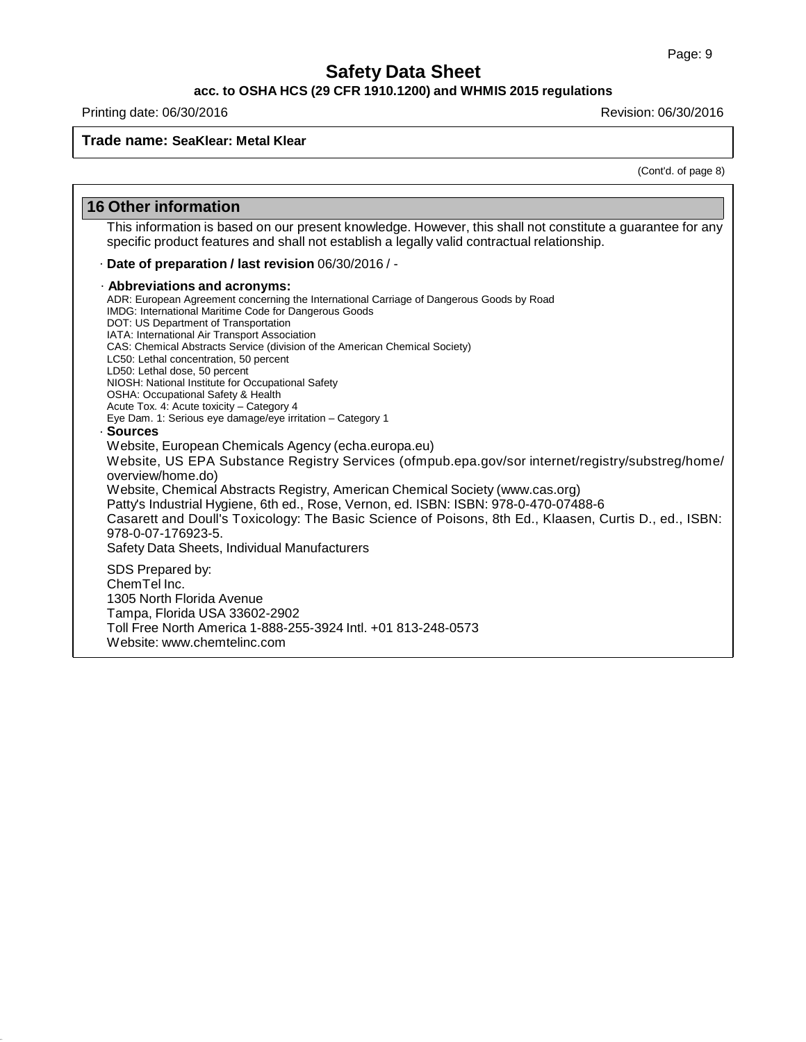(Cont'd. of page 8)

## 16 Other information

This information is based on our present knowledge. However, this shall not constitute a guarantee for any specific product features and shall not establish a legally valid contractual relationship.

· **Date of preparation / last revision** 06/30/2016 / -

· **Abbreviations and acronyms:**

ADR: European Agreement concerning the International Carriage of Dangerous Goods by Road
IMDG: International Maritime Code for Dangerous Goods
DOT: US Department of Transportation
IATA: International Air Transport Association
CAS: Chemical Abstracts Service (division of the American Chemical Society)
LC50: Lethal concentration, 50 percent
LD50: Lethal dose, 50 percent
NIOSH: National Institute for Occupational Safety
OSHA: Occupational Safety & Health
Acute Tox. 4: Acute toxicity – Category 4
Eye Dam. 1: Serious eye damage/eye irritation – Category 1

· **Sources**

Website, European Chemicals Agency (echa.europa.eu)
Website, US EPA Substance Registry Services (ofmpub.epa.gov/sor internet/registry/substreg/home/overview/home.do)
Website, Chemical Abstracts Registry, American Chemical Society (www.cas.org)
Patty's Industrial Hygiene, 6th ed., Rose, Vernon, ed. ISBN: ISBN: 978-0-470-07488-6
Casarett and Doull's Toxicology: The Basic Science of Poisons, 8th Ed., Klaasen, Curtis D., ed., ISBN: 978-0-07-176923-5.
Safety Data Sheets, Individual Manufacturers

SDS Prepared by:
ChemTel Inc.
1305 North Florida Avenue
Tampa, Florida USA 33602-2902
Toll Free North America 1-888-255-3924 Intl. +01 813-248-0573
Website: www.chemtelinc.com